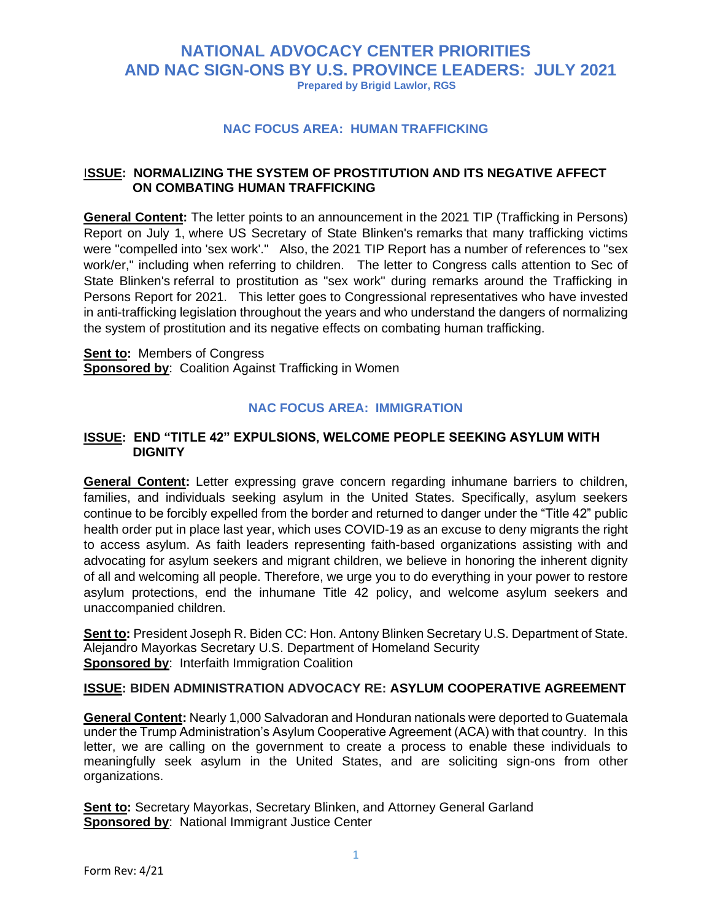# NATIONAL ADVOCACY CENTER PRIORITIES AND NAC SIGN-ONS BY U.S. PROVINCE LEADERS: JULY 2021

**Prepared by Brigid Lawlor, RGS**

## NAC FOCUS AREA: HUMAN TRAFFICKING

### ISSUE: NORMALIZING THE SYSTEM OF PROSTITUTION AND ITS NEGATIVE AFFECT ON COMBATING HUMAN TRAFFICKING

**General Content:** The letter points to an announcement in the 2021 TIP (Trafficking in Persons) Report on July 1, where US Secretary of State Blinken's remarks that many trafficking victims were "compelled into 'sex work'." Also, the 2021 TIP Report has a number of references to "sex work/er," including when referring to children. The letter to Congress calls attention to Sec of State Blinken's referral to prostitution as "sex work" during remarks around the Trafficking in Persons Report for 2021. This letter goes to Congressional representatives who have invested in anti-trafficking legislation throughout the years and who understand the dangers of normalizing the system of prostitution and its negative effects on combating human trafficking.

**Sent to:** Members of Congress
**Sponsored by**: Coalition Against Trafficking in Women

## NAC FOCUS AREA: IMMIGRATION

### ISSUE: END "TITLE 42" EXPULSIONS, WELCOME PEOPLE SEEKING ASYLUM WITH DIGNITY

**General Content:** Letter expressing grave concern regarding inhumane barriers to children, families, and individuals seeking asylum in the United States. Specifically, asylum seekers continue to be forcibly expelled from the border and returned to danger under the "Title 42" public health order put in place last year, which uses COVID-19 as an excuse to deny migrants the right to access asylum. As faith leaders representing faith-based organizations assisting with and advocating for asylum seekers and migrant children, we believe in honoring the inherent dignity of all and welcoming all people. Therefore, we urge you to do everything in your power to restore asylum protections, end the inhumane Title 42 policy, and welcome asylum seekers and unaccompanied children.

**Sent to:** President Joseph R. Biden CC: Hon. Antony Blinken Secretary U.S. Department of State. Alejandro Mayorkas Secretary U.S. Department of Homeland Security
**Sponsored by**: Interfaith Immigration Coalition

### ISSUE: BIDEN ADMINISTRATION ADVOCACY RE: ASYLUM COOPERATIVE AGREEMENT

**General Content:** Nearly 1,000 Salvadoran and Honduran nationals were deported to Guatemala under the Trump Administration's Asylum Cooperative Agreement (ACA) with that country. In this letter, we are calling on the government to create a process to enable these individuals to meaningfully seek asylum in the United States, and are soliciting sign-ons from other organizations.

**Sent to:** Secretary Mayorkas, Secretary Blinken, and Attorney General Garland
**Sponsored by**: National Immigrant Justice Center

Form Rev: 4/21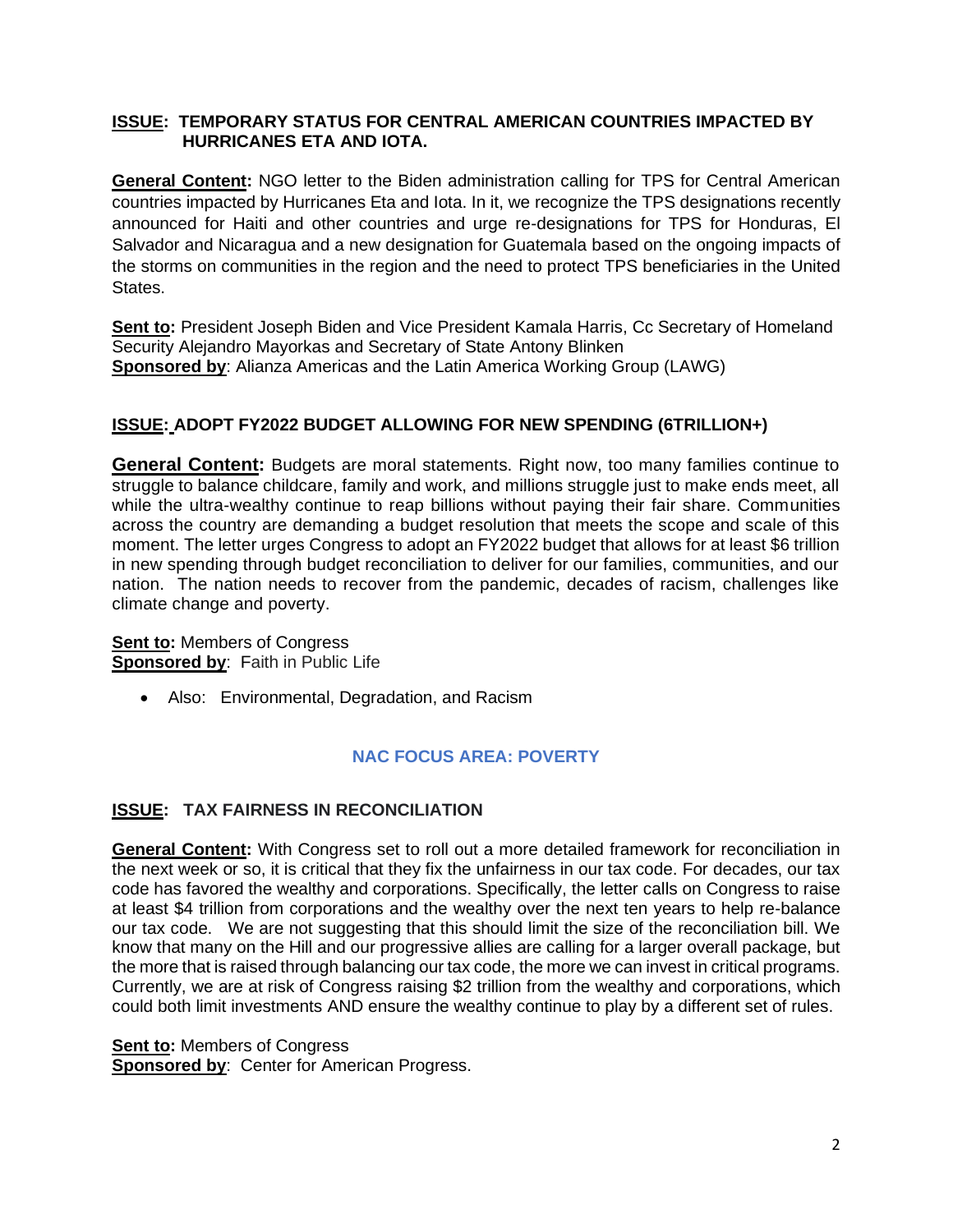**ISSUE: TEMPORARY STATUS FOR CENTRAL AMERICAN COUNTRIES IMPACTED BY HURRICANES ETA AND IOTA.**

**General Content:** NGO letter to the Biden administration calling for TPS for Central American countries impacted by Hurricanes Eta and Iota. In it, we recognize the TPS designations recently announced for Haiti and other countries and urge re-designations for TPS for Honduras, El Salvador and Nicaragua and a new designation for Guatemala based on the ongoing impacts of the storms on communities in the region and the need to protect TPS beneficiaries in the United States.

**Sent to:** President Joseph Biden and Vice President Kamala Harris, Cc Secretary of Homeland Security Alejandro Mayorkas and Secretary of State Antony Blinken
**Sponsored by**: Alianza Americas and the Latin America Working Group (LAWG)

**ISSUE: ADOPT FY2022 BUDGET ALLOWING FOR NEW SPENDING (6TRILLION+)**

**General Content:** Budgets are moral statements. Right now, too many families continue to struggle to balance childcare, family and work, and millions struggle just to make ends meet, all while the ultra-wealthy continue to reap billions without paying their fair share. Communities across the country are demanding a budget resolution that meets the scope and scale of this moment. The letter urges Congress to adopt an FY2022 budget that allows for at least $6 trillion in new spending through budget reconciliation to deliver for our families, communities, and our nation. The nation needs to recover from the pandemic, decades of racism, challenges like climate change and poverty.

**Sent to:** Members of Congress
**Sponsored by**: Faith in Public Life

- Also: Environmental, Degradation, and Racism

## NAC FOCUS AREA: POVERTY

**ISSUE: TAX FAIRNESS IN RECONCILIATION**

**General Content:** With Congress set to roll out a more detailed framework for reconciliation in the next week or so, it is critical that they fix the unfairness in our tax code. For decades, our tax code has favored the wealthy and corporations. Specifically, the letter calls on Congress to raise at least $4 trillion from corporations and the wealthy over the next ten years to help re-balance our tax code. We are not suggesting that this should limit the size of the reconciliation bill. We know that many on the Hill and our progressive allies are calling for a larger overall package, but the more that is raised through balancing our tax code, the more we can invest in critical programs. Currently, we are at risk of Congress raising $2 trillion from the wealthy and corporations, which could both limit investments AND ensure the wealthy continue to play by a different set of rules.

**Sent to:** Members of Congress
**Sponsored by**: Center for American Progress.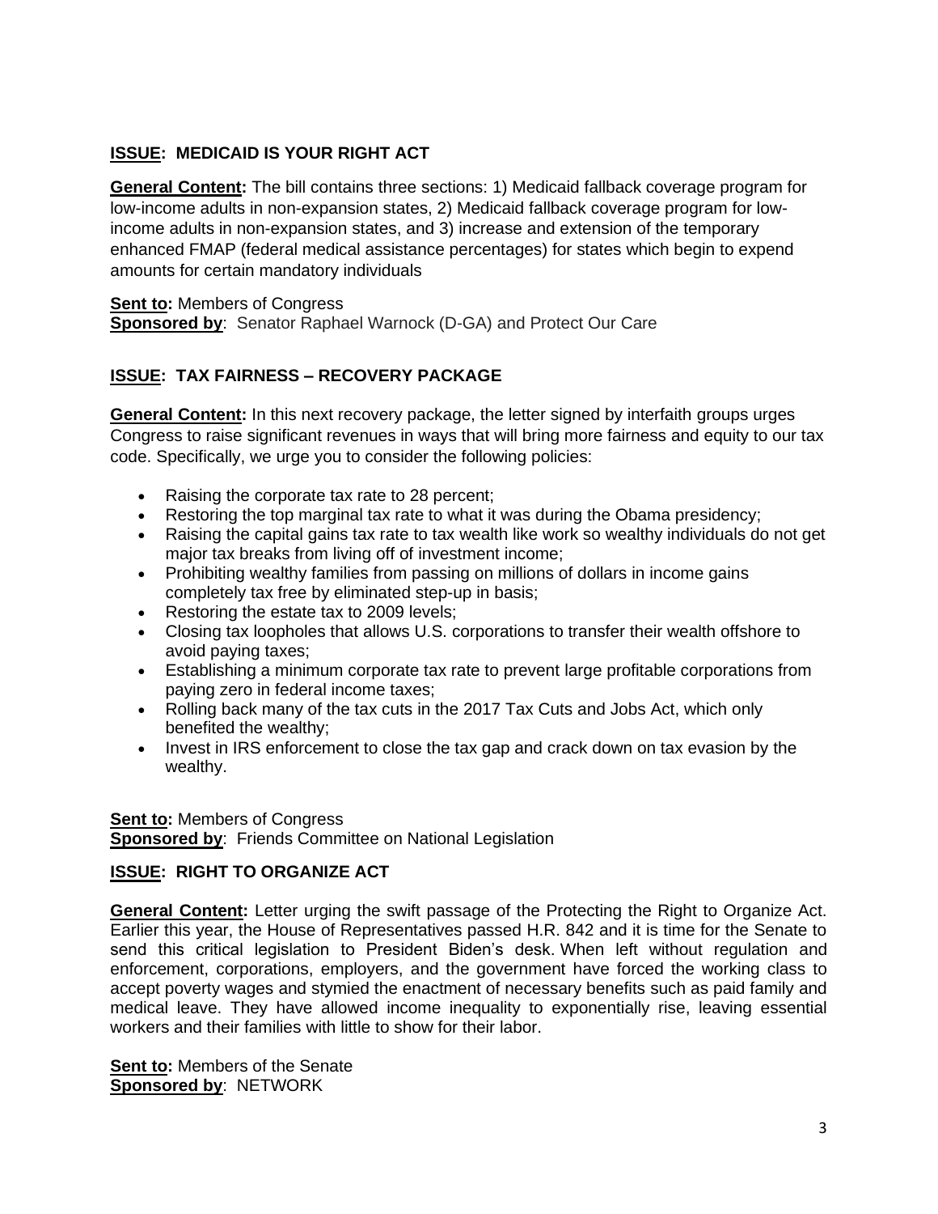**ISSUE: MEDICAID IS YOUR RIGHT ACT**

**General Content:** The bill contains three sections: 1) Medicaid fallback coverage program for low-income adults in non-expansion states, 2) Medicaid fallback coverage program for low-income adults in non-expansion states, and 3) increase and extension of the temporary enhanced FMAP (federal medical assistance percentages) for states which begin to expend amounts for certain mandatory individuals

**Sent to:** Members of Congress
**Sponsored by**: Senator Raphael Warnock (D-GA) and Protect Our Care

**ISSUE: TAX FAIRNESS – RECOVERY PACKAGE**

**General Content:** In this next recovery package, the letter signed by interfaith groups urges Congress to raise significant revenues in ways that will bring more fairness and equity to our tax code. Specifically, we urge you to consider the following policies:

- Raising the corporate tax rate to 28 percent;
- Restoring the top marginal tax rate to what it was during the Obama presidency;
- Raising the capital gains tax rate to tax wealth like work so wealthy individuals do not get major tax breaks from living off of investment income;
- Prohibiting wealthy families from passing on millions of dollars in income gains completely tax free by eliminated step-up in basis;
- Restoring the estate tax to 2009 levels;
- Closing tax loopholes that allows U.S. corporations to transfer their wealth offshore to avoid paying taxes;
- Establishing a minimum corporate tax rate to prevent large profitable corporations from paying zero in federal income taxes;
- Rolling back many of the tax cuts in the 2017 Tax Cuts and Jobs Act, which only benefited the wealthy;
- Invest in IRS enforcement to close the tax gap and crack down on tax evasion by the wealthy.

**Sent to:** Members of Congress
**Sponsored by**: Friends Committee on National Legislation

**ISSUE: RIGHT TO ORGANIZE ACT**

**General Content:** Letter urging the swift passage of the Protecting the Right to Organize Act. Earlier this year, the House of Representatives passed H.R. 842 and it is time for the Senate to send this critical legislation to President Biden's desk. When left without regulation and enforcement, corporations, employers, and the government have forced the working class to accept poverty wages and stymied the enactment of necessary benefits such as paid family and medical leave. They have allowed income inequality to exponentially rise, leaving essential workers and their families with little to show for their labor.

**Sent to:** Members of the Senate
**Sponsored by**: NETWORK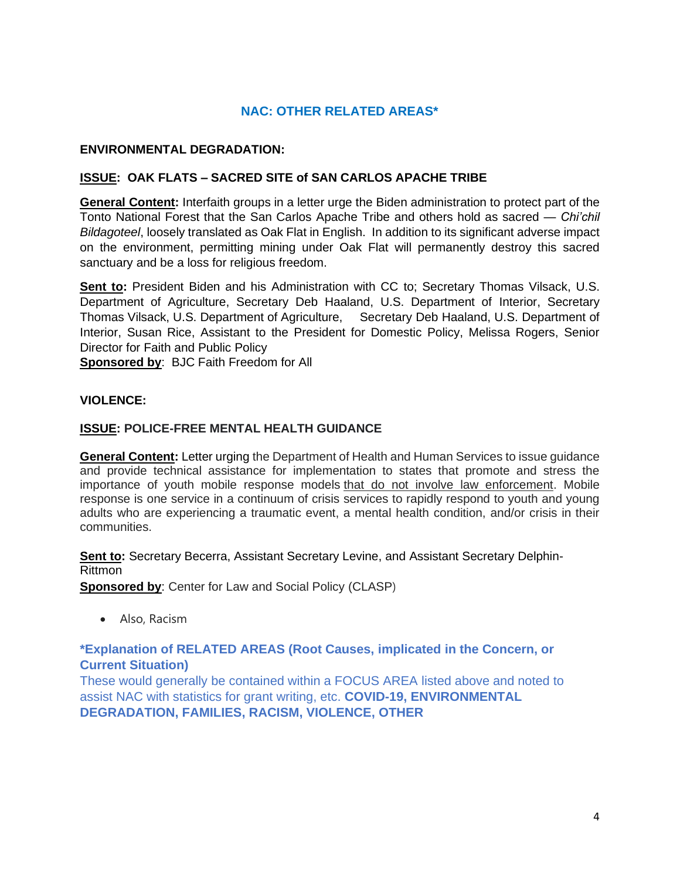## NAC: OTHER RELATED AREAS*

**ENVIRONMENTAL DEGRADATION:**

**ISSUE: OAK FLATS – SACRED SITE of SAN CARLOS APACHE TRIBE**

**General Content:** Interfaith groups in a letter urge the Biden administration to protect part of the Tonto National Forest that the San Carlos Apache Tribe and others hold as sacred — *Chi'chil Bildagoteel*, loosely translated as Oak Flat in English. In addition to its significant adverse impact on the environment, permitting mining under Oak Flat will permanently destroy this sacred sanctuary and be a loss for religious freedom.

**Sent to:** President Biden and his Administration with CC to; Secretary Thomas Vilsack, U.S. Department of Agriculture, Secretary Deb Haaland, U.S. Department of Interior, Secretary Thomas Vilsack, U.S. Department of Agriculture, Secretary Deb Haaland, U.S. Department of Interior, Susan Rice, Assistant to the President for Domestic Policy, Melissa Rogers, Senior Director for Faith and Public Policy
**Sponsored by**: BJC Faith Freedom for All

**VIOLENCE:**

**ISSUE: POLICE-FREE MENTAL HEALTH GUIDANCE**

**General Content:** Letter urging the Department of Health and Human Services to issue guidance and provide technical assistance for implementation to states that promote and stress the importance of youth mobile response models <u>that do not involve law enforcement</u>. Mobile response is one service in a continuum of crisis services to rapidly respond to youth and young adults who are experiencing a traumatic event, a mental health condition, and/or crisis in their communities.

**Sent to:** Secretary Becerra, Assistant Secretary Levine, and Assistant Secretary Delphin-Rittmon
**Sponsored by**: Center for Law and Social Policy (CLASP)

- Also, Racism

**\*Explanation of RELATED AREAS (Root Causes, implicated in the Concern, or Current Situation)**
These would generally be contained within a FOCUS AREA listed above and noted to assist NAC with statistics for grant writing, etc. **COVID-19, ENVIRONMENTAL DEGRADATION, FAMILIES, RACISM, VIOLENCE, OTHER**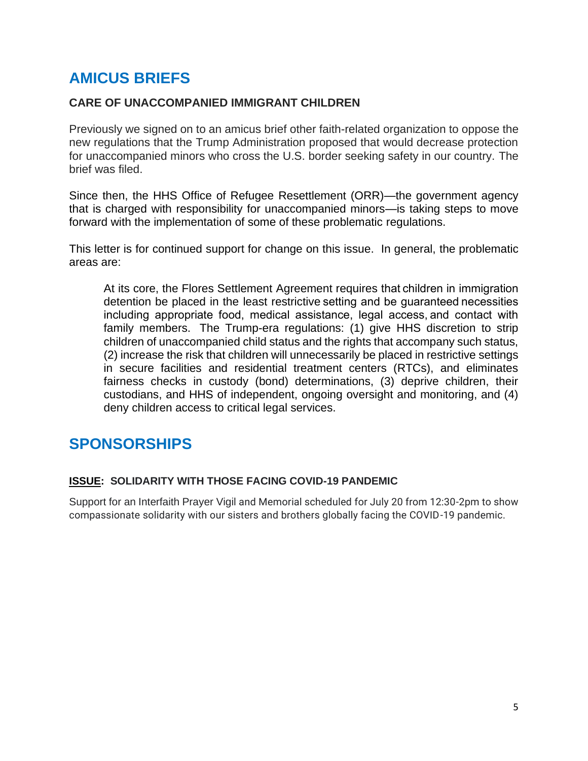# AMICUS BRIEFS

## CARE OF UNACCOMPANIED IMMIGRANT CHILDREN

Previously we signed on to an amicus brief other faith-related organization to oppose the new regulations that the Trump Administration proposed that would decrease protection for unaccompanied minors who cross the U.S. border seeking safety in our country. The brief was filed.

Since then, the HHS Office of Refugee Resettlement (ORR)—the government agency that is charged with responsibility for unaccompanied minors—is taking steps to move forward with the implementation of some of these problematic regulations.

This letter is for continued support for change on this issue. In general, the problematic areas are:

> At its core, the Flores Settlement Agreement requires that children in immigration detention be placed in the least restrictive setting and be guaranteed necessities including appropriate food, medical assistance, legal access, and contact with family members. The Trump-era regulations: (1) give HHS discretion to strip children of unaccompanied child status and the rights that accompany such status, (2) increase the risk that children will unnecessarily be placed in restrictive settings in secure facilities and residential treatment centers (RTCs), and eliminates fairness checks in custody (bond) determinations, (3) deprive children, their custodians, and HHS of independent, ongoing oversight and monitoring, and (4) deny children access to critical legal services.

# SPONSORSHIPS

## ISSUE: SOLIDARITY WITH THOSE FACING COVID-19 PANDEMIC

Support for an Interfaith Prayer Vigil and Memorial scheduled for July 20 from 12:30-2pm to show compassionate solidarity with our sisters and brothers globally facing the COVID-19 pandemic.